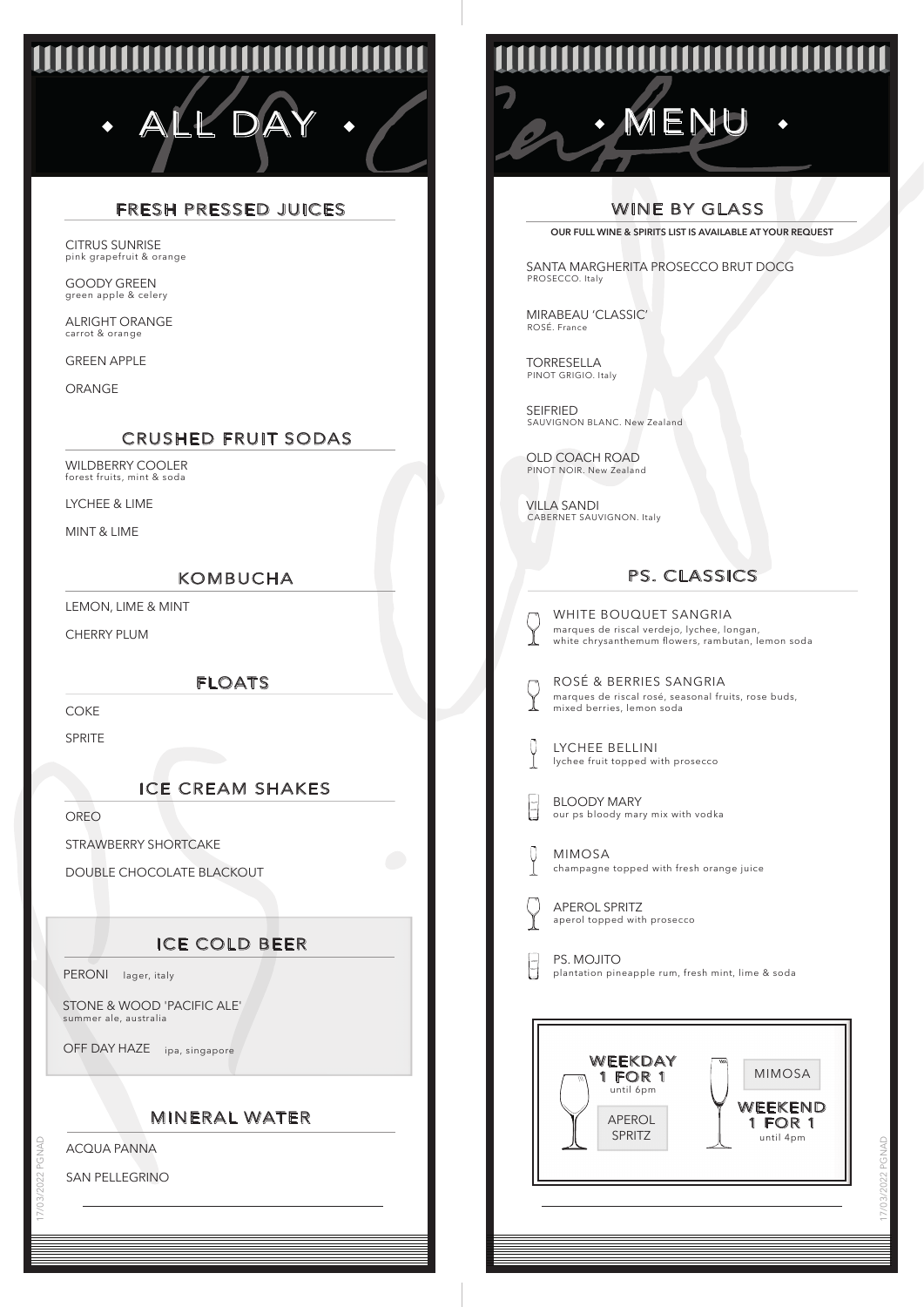# ALL DAY MENU

## FRESH PRESSED JUICES

CITRUS SUNRISE
pink grapefruit & orange

GOODY GREEN
green apple & celery

ALRIGHT ORANGE
carrot & orange

GREEN APPLE

ORANGE

## CRUSHED FRUIT SODAS

WILDBERRY COOLER
forest fruits, mint & soda

LYCHEE & LIME

MINT & LIME

## KOMBUCHA

LEMON, LIME & MINT

CHERRY PLUM

## FLOATS

COKE

SPRITE

## ICE CREAM SHAKES

OREO

STRAWBERRY SHORTCAKE

DOUBLE CHOCOLATE BLACKOUT

## ICE COLD BEER

PERONI lager, italy

STONE & WOOD 'PACIFIC ALE'
summer ale, australia

OFF DAY HAZE ipa, singapore

## MINERAL WATER

ACQUA PANNA

SAN PELLEGRINO

## WINE BY GLASS

**OUR FULL WINE & SPIRITS LIST IS AVAILABLE AT YOUR REQUEST**

SANTA MARGHERITA PROSECCO BRUT DOCG
PROSECCO. Italy

MIRABEAU 'CLASSIC'
ROSÉ. France

TORRESELLA
PINOT GRIGIO. Italy

SEIFRIED
SAUVIGNON BLANC. New Zealand

OLD COACH ROAD
PINOT NOIR. New Zealand

VILLA SANDI
CABERNET SAUVIGNON. Italy

## PS. CLASSICS

WHITE BOUQUET SANGRIA
marques de riscal verdejo, lychee, longan, white chrysanthemum flowers, rambutan, lemon soda

ROSÉ & BERRIES SANGRIA
marques de riscal rosé, seasonal fruits, rose buds, mixed berries, lemon soda

LYCHEE BELLINI
lychee fruit topped with prosecco

BLOODY MARY
our ps bloody mary mix with vodka

MIMOSA
champagne topped with fresh orange juice

APEROL SPRITZ
aperol topped with prosecco

PS. MOJITO
plantation pineapple rum, fresh mint, lime & soda

**WEEKDAY 1 FOR 1**
until 6pm
APEROL SPRITZ

**WEEKEND 1 FOR 1**
until 4pm
MIMOSA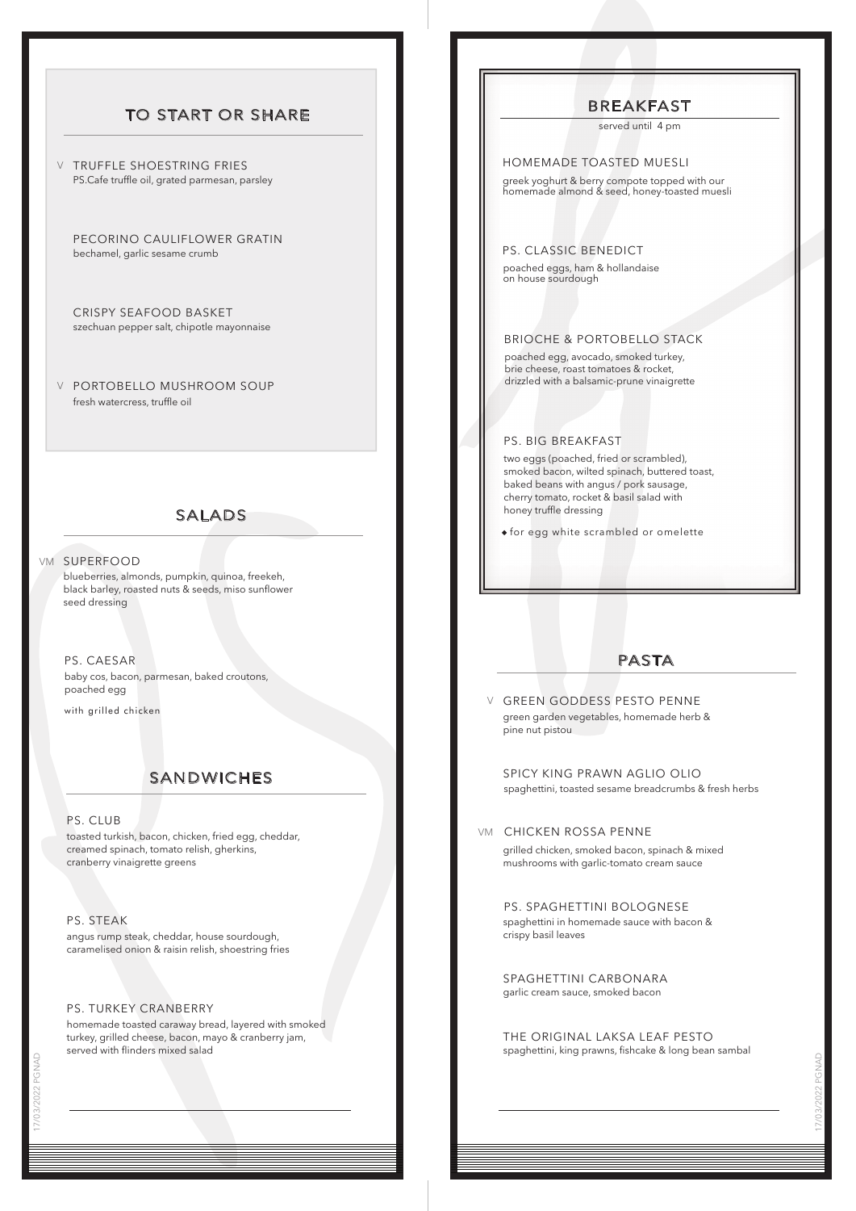## TO START OR SHARE

V TRUFFLE SHOESTRING FRIES
PS.Cafe truffle oil, grated parmesan, parsley

PECORINO CAULIFLOWER GRATIN
bechamel, garlic sesame crumb

CRISPY SEAFOOD BASKET
szechuan pepper salt, chipotle mayonnaise

V PORTOBELLO MUSHROOM SOUP
fresh watercress, truffle oil

## SALADS

VM SUPERFOOD
blueberries, almonds, pumpkin, quinoa, freekeh, black barley, roasted nuts & seeds, miso sunflower seed dressing

PS. CAESAR
baby cos, bacon, parmesan, baked croutons, poached egg

with grilled chicken

## SANDWICHES

PS. CLUB
toasted turkish, bacon, chicken, fried egg, cheddar, creamed spinach, tomato relish, gherkins, cranberry vinaigrette greens

PS. STEAK
angus rump steak, cheddar, house sourdough, caramelised onion & raisin relish, shoestring fries

PS. TURKEY CRANBERRY
homemade toasted caraway bread, layered with smoked turkey, grilled cheese, bacon, mayo & cranberry jam, served with flinders mixed salad

## BREAKFAST

served until 4 pm

HOMEMADE TOASTED MUESLI
greek yoghurt & berry compote topped with our homemade almond & seed, honey-toasted muesli

PS. CLASSIC BENEDICT
poached eggs, ham & hollandaise on house sourdough

BRIOCHE & PORTOBELLO STACK
poached egg, avocado, smoked turkey, brie cheese, roast tomatoes & rocket, drizzled with a balsamic-prune vinaigrette

PS. BIG BREAKFAST
two eggs (poached, fried or scrambled), smoked bacon, wilted spinach, buttered toast, baked beans with angus / pork sausage, cherry tomato, rocket & basil salad with honey truffle dressing

◆ for egg white scrambled or omelette

## PASTA

V GREEN GODDESS PESTO PENNE
green garden vegetables, homemade herb & pine nut pistou

SPICY KING PRAWN AGLIO OLIO
spaghettini, toasted sesame breadcrumbs & fresh herbs

VM CHICKEN ROSSA PENNE
grilled chicken, smoked bacon, spinach & mixed mushrooms with garlic-tomato cream sauce

PS. SPAGHETTINI BOLOGNESE
spaghettini in homemade sauce with bacon & crispy basil leaves

SPAGHETTINI CARBONARA
garlic cream sauce, smoked bacon

THE ORIGINAL LAKSA LEAF PESTO
spaghettini, king prawns, fishcake & long bean sambal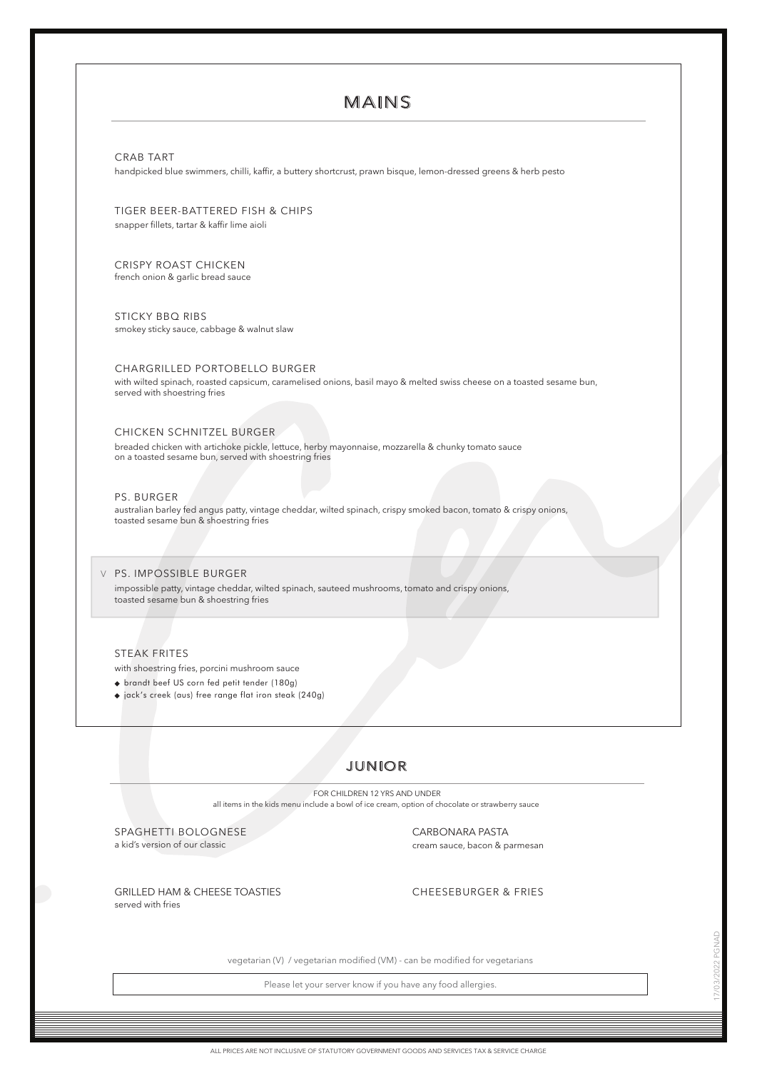# MAINS

CRAB TART

handpicked blue swimmers, chilli, kaffir, a buttery shortcrust, prawn bisque, lemon-dressed greens & herb pesto

TIGER BEER-BATTERED FISH & CHIPS

snapper fillets, tartar & kaffir lime aioli

CRISPY ROAST CHICKEN

french onion & garlic bread sauce

STICKY BBQ RIBS

smokey sticky sauce, cabbage & walnut slaw

CHARGRILLED PORTOBELLO BURGER

with wilted spinach, roasted capsicum, caramelised onions, basil mayo & melted swiss cheese on a toasted sesame bun, served with shoestring fries

CHICKEN SCHNITZEL BURGER

breaded chicken with artichoke pickle, lettuce, herby mayonnaise, mozzarella & chunky tomato sauce on a toasted sesame bun, served with shoestring fries

PS. BURGER

australian barley fed angus patty, vintage cheddar, wilted spinach, crispy smoked bacon, tomato & crispy onions, toasted sesame bun & shoestring fries

V PS. IMPOSSIBLE BURGER

impossible patty, vintage cheddar, wilted spinach, sauteed mushrooms, tomato and crispy onions, toasted sesame bun & shoestring fries

STEAK FRITES

with shoestring fries, porcini mushroom sauce

- brandt beef US corn fed petit tender (180g)
- jack's creek (aus) free range flat iron steak (240g)

# JUNIOR

FOR CHILDREN 12 YRS AND UNDER

all items in the kids menu include a bowl of ice cream, option of chocolate or strawberry sauce

SPAGHETTI BOLOGNESE

a kid's version of our classic

CARBONARA PASTA

cream sauce, bacon & parmesan

GRILLED HAM & CHEESE TOASTIES

served with fries

CHEESEBURGER & FRIES

vegetarian (V) / vegetarian modified (VM) - can be modified for vegetarians

Please let your server know if you have any food allergies.

ALL PRICES ARE NOT INCLUSIVE OF STATUTORY GOVERNMENT GOODS AND SERVICES TAX & SERVICE CHARGE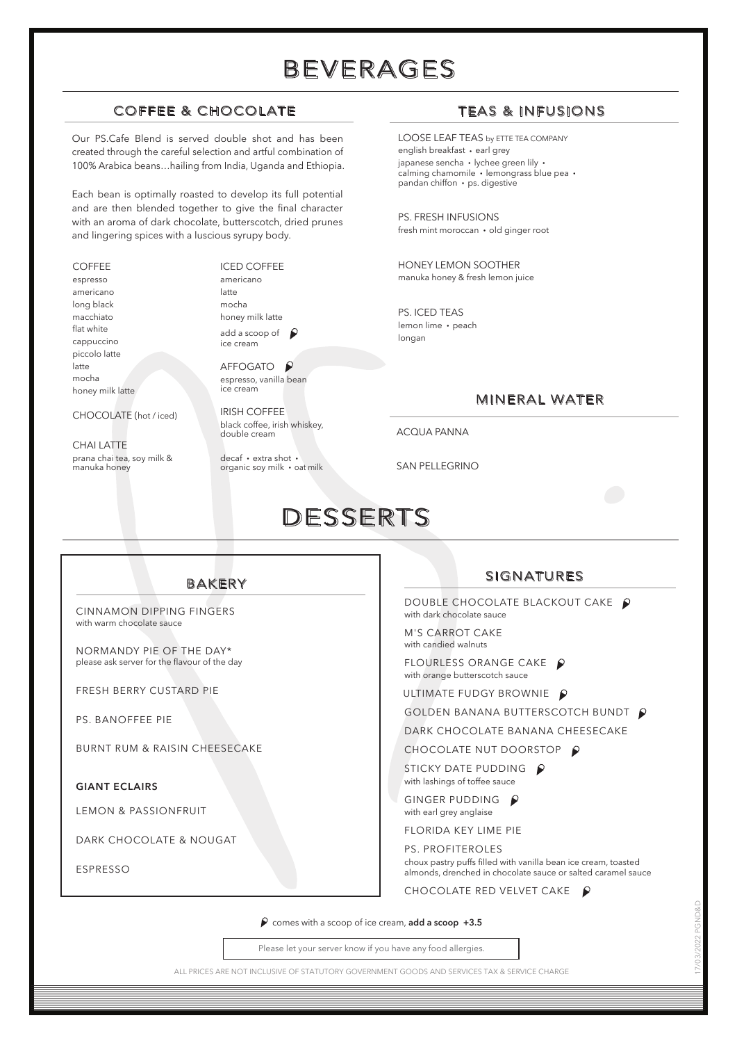# BEVERAGES

## COFFEE & CHOCOLATE

Our PS.Cafe Blend is served double shot and has been created through the careful selection and artful combination of 100% Arabica beans…hailing from India, Uganda and Ethiopia.

Each bean is optimally roasted to develop its full potential and are then blended together to give the final character with an aroma of dark chocolate, butterscotch, dried prunes and lingering spices with a luscious syrupy body.

COFFEE
espresso
americano
long black
macchiato
flat white
cappuccino
piccolo latte
latte
mocha
honey milk latte

CHOCOLATE (hot / iced)

CHAI LATTE
prana chai tea, soy milk & manuka honey

ICED COFFEE
americano
latte
mocha
honey milk latte
add a scoop of ice cream

AFFOGATO
espresso, vanilla bean ice cream

IRISH COFFEE
black coffee, irish whiskey, double cream

decaf • extra shot • organic soy milk • oat milk

## TEAS & INFUSIONS

LOOSE LEAF TEAS by ETTE TEA COMPANY
english breakfast • earl grey
japanese sencha • lychee green lily •
calming chamomile • lemongrass blue pea •
pandan chiffon • ps. digestive

PS. FRESH INFUSIONS
fresh mint moroccan • old ginger root

HONEY LEMON SOOTHER
manuka honey & fresh lemon juice

PS. ICED TEAS
lemon lime • peach
longan

## MINERAL WATER

ACQUA PANNA

SAN PELLEGRINO

# DESSERTS

## BAKERY

CINNAMON DIPPING FINGERS
with warm chocolate sauce

NORMANDY PIE OF THE DAY*
please ask server for the flavour of the day

FRESH BERRY CUSTARD PIE

PS. BANOFFEE PIE

BURNT RUM & RAISIN CHEESECAKE

**GIANT ECLAIRS**

LEMON & PASSIONFRUIT

DARK CHOCOLATE & NOUGAT

ESPRESSO

## SIGNATURES

DOUBLE CHOCOLATE BLACKOUT CAKE
with dark chocolate sauce

M'S CARROT CAKE
with candied walnuts

FLOURLESS ORANGE CAKE
with orange butterscotch sauce

ULTIMATE FUDGY BROWNIE

GOLDEN BANANA BUTTERSCOTCH BUNDT

DARK CHOCOLATE BANANA CHEESECAKE

CHOCOLATE NUT DOORSTOP

STICKY DATE PUDDING
with lashings of toffee sauce

GINGER PUDDING
with earl grey anglaise

FLORIDA KEY LIME PIE

PS. PROFITEROLES
choux pastry puffs filled with vanilla bean ice cream, toasted almonds, drenched in chocolate sauce or salted caramel sauce

CHOCOLATE RED VELVET CAKE

comes with a scoop of ice cream, **add a scoop +3.5**

Please let your server know if you have any food allergies.

ALL PRICES ARE NOT INCLUSIVE OF STATUTORY GOVERNMENT GOODS AND SERVICES TAX & SERVICE CHARGE

17/03/2022 PGND&D